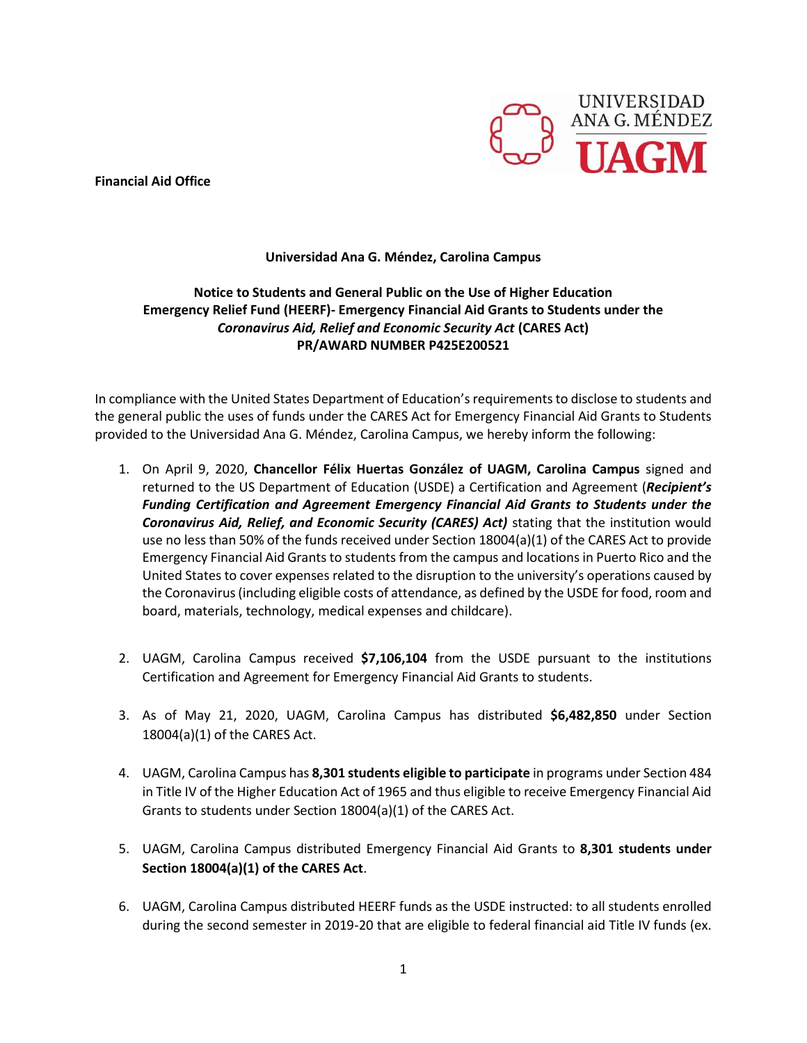UNIVERSIDAD ANA G. MÉNDEZ
UAGM

**Financial Aid Office**

**Universidad Ana G. Méndez, Carolina Campus**

**Notice to Students and General Public on the Use of Higher Education Emergency Relief Fund (HEERF)- Emergency Financial Aid Grants to Students under the *Coronavirus Aid, Relief and Economic Security Act* (CARES Act)**
**PR/AWARD NUMBER P425E200521**

In compliance with the United States Department of Education's requirements to disclose to students and the general public the uses of funds under the CARES Act for Emergency Financial Aid Grants to Students provided to the Universidad Ana G. Méndez, Carolina Campus, we hereby inform the following:

1. On April 9, 2020, **Chancellor Félix Huertas González of UAGM, Carolina Campus** signed and returned to the US Department of Education (USDE) a Certification and Agreement (***Recipient's Funding Certification and Agreement Emergency Financial Aid Grants to Students under the Coronavirus Aid, Relief, and Economic Security (CARES) Act)*** stating that the institution would use no less than 50% of the funds received under Section 18004(a)(1) of the CARES Act to provide Emergency Financial Aid Grants to students from the campus and locations in Puerto Rico and the United States to cover expenses related to the disruption to the university's operations caused by the Coronavirus (including eligible costs of attendance, as defined by the USDE for food, room and board, materials, technology, medical expenses and childcare).

2. UAGM, Carolina Campus received **$7,106,104** from the USDE pursuant to the institutions Certification and Agreement for Emergency Financial Aid Grants to students.

3. As of May 21, 2020, UAGM, Carolina Campus has distributed **$6,482,850** under Section 18004(a)(1) of the CARES Act.

4. UAGM, Carolina Campus has **8,301 students eligible to participate** in programs under Section 484 in Title IV of the Higher Education Act of 1965 and thus eligible to receive Emergency Financial Aid Grants to students under Section 18004(a)(1) of the CARES Act.

5. UAGM, Carolina Campus distributed Emergency Financial Aid Grants to **8,301 students under Section 18004(a)(1) of the CARES Act**.

6. UAGM, Carolina Campus distributed HEERF funds as the USDE instructed: to all students enrolled during the second semester in 2019-20 that are eligible to federal financial aid Title IV funds (ex.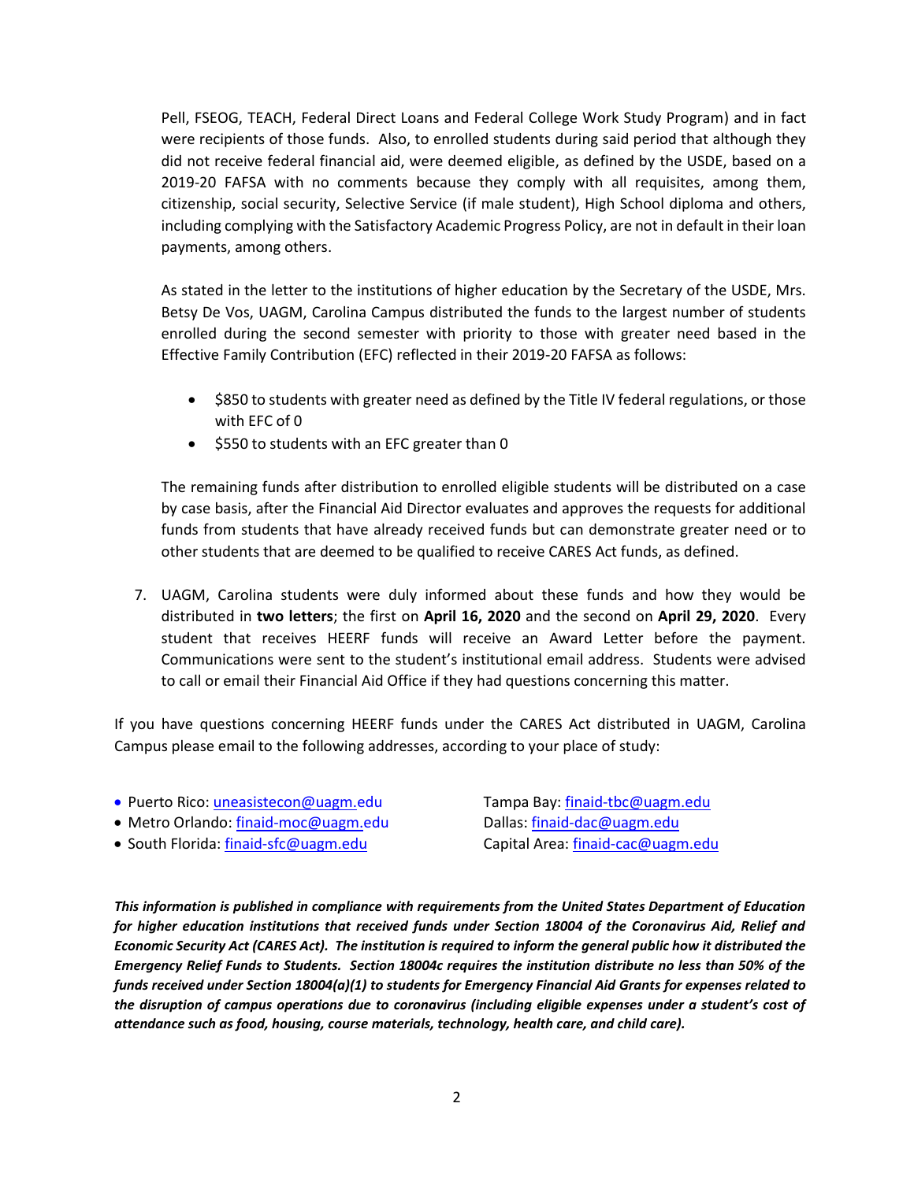Pell, FSEOG, TEACH, Federal Direct Loans and Federal College Work Study Program) and in fact were recipients of those funds. Also, to enrolled students during said period that although they did not receive federal financial aid, were deemed eligible, as defined by the USDE, based on a 2019-20 FAFSA with no comments because they comply with all requisites, among them, citizenship, social security, Selective Service (if male student), High School diploma and others, including complying with the Satisfactory Academic Progress Policy, are not in default in their loan payments, among others.

As stated in the letter to the institutions of higher education by the Secretary of the USDE, Mrs. Betsy De Vos, UAGM, Carolina Campus distributed the funds to the largest number of students enrolled during the second semester with priority to those with greater need based in the Effective Family Contribution (EFC) reflected in their 2019-20 FAFSA as follows:

- $850 to students with greater need as defined by the Title IV federal regulations, or those with EFC of 0
- $550 to students with an EFC greater than 0

The remaining funds after distribution to enrolled eligible students will be distributed on a case by case basis, after the Financial Aid Director evaluates and approves the requests for additional funds from students that have already received funds but can demonstrate greater need or to other students that are deemed to be qualified to receive CARES Act funds, as defined.

7. UAGM, Carolina students were duly informed about these funds and how they would be distributed in **two letters**; the first on **April 16, 2020** and the second on **April 29, 2020**. Every student that receives HEERF funds will receive an Award Letter before the payment. Communications were sent to the student's institutional email address. Students were advised to call or email their Financial Aid Office if they had questions concerning this matter.

If you have questions concerning HEERF funds under the CARES Act distributed in UAGM, Carolina Campus please email to the following addresses, according to your place of study:

- Puerto Rico: uneasistecon@uagm.edu
- Metro Orlando: finaid-moc@uagm.edu
- South Florida: finaid-sfc@uagm.edu
- Tampa Bay: finaid-tbc@uagm.edu
- Dallas: finaid-dac@uagm.edu
- Capital Area: finaid-cac@uagm.edu

***This information is published in compliance with requirements from the United States Department of Education for higher education institutions that received funds under Section 18004 of the Coronavirus Aid, Relief and Economic Security Act (CARES Act). The institution is required to inform the general public how it distributed the Emergency Relief Funds to Students. Section 18004c requires the institution distribute no less than 50% of the funds received under Section 18004(a)(1) to students for Emergency Financial Aid Grants for expenses related to the disruption of campus operations due to coronavirus (including eligible expenses under a student's cost of attendance such as food, housing, course materials, technology, health care, and child care).***